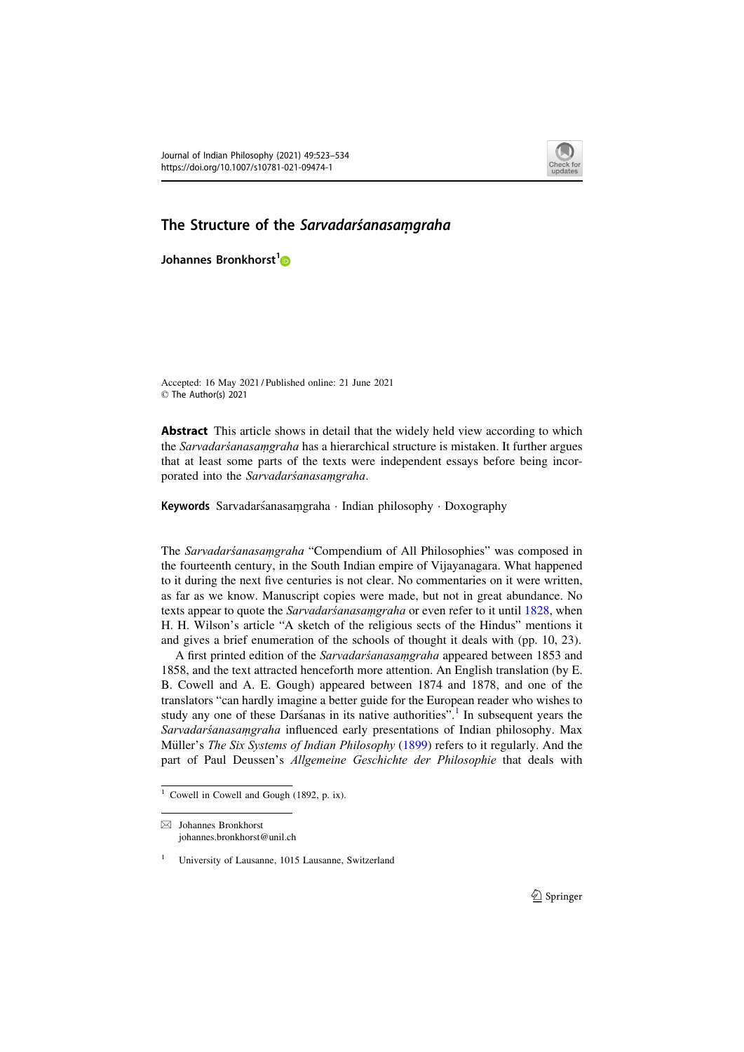# The Structure of the *Sarvadarśanasaṃgraha*

**Johannes Bronkhorst**[1]

Accepted: 16 May 2021 / Published online: 21 June 2021
© The Author(s) 2021

**Abstract** This article shows in detail that the widely held view according to which the *Sarvadarśanasaṃgraha* has a hierarchical structure is mistaken. It further argues that at least some parts of the texts were independent essays before being incorporated into the *Sarvadarśanasaṃgraha*.

**Keywords** Sarvadarśanasaṃgraha · Indian philosophy · Doxography

The *Sarvadarśanasaṃgraha* "Compendium of All Philosophies" was composed in the fourteenth century, in the South Indian empire of Vijayanagara. What happened to it during the next five centuries is not clear. No commentaries on it were written, as far as we know. Manuscript copies were made, but not in great abundance. No texts appear to quote the *Sarvadarśanasaṃgraha* or even refer to it until 1828, when H. H. Wilson's article "A sketch of the religious sects of the Hindus" mentions it and gives a brief enumeration of the schools of thought it deals with (pp. 10, 23).

A first printed edition of the *Sarvadarśanasaṃgraha* appeared between 1853 and 1858, and the text attracted henceforth more attention. An English translation (by E. B. Cowell and A. E. Gough) appeared between 1874 and 1878, and one of the translators "can hardly imagine a better guide for the European reader who wishes to study any one of these Darśanas in its native authorities".[1] In subsequent years the *Sarvadarśanasaṃgraha* influenced early presentations of Indian philosophy. Max Müller's *The Six Systems of Indian Philosophy* (1899) refers to it regularly. And the part of Paul Deussen's *Allgemeine Geschichte der Philosophie* that deals with

[1] Cowell in Cowell and Gough (1892, p. ix).

✉ Johannes Bronkhorst
johannes.bronkhorst@unil.ch

[1] University of Lausanne, 1015 Lausanne, Switzerland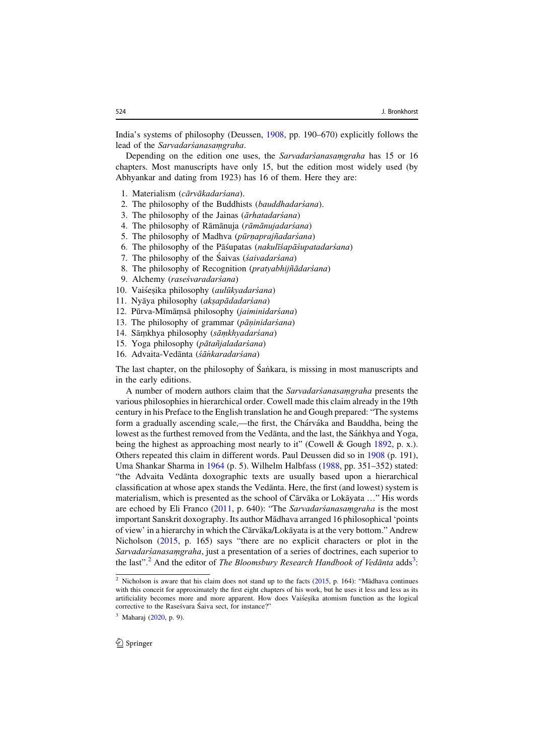India's systems of philosophy (Deussen, 1908, pp. 190–670) explicitly follows the lead of the *Sarvadarśanasaṃgraha*.

Depending on the edition one uses, the *Sarvadarśanasaṃgraha* has 15 or 16 chapters. Most manuscripts have only 15, but the edition most widely used (by Abhyankar and dating from 1923) has 16 of them. Here they are:

1. Materialism (*cārvākadarśana*).
2. The philosophy of the Buddhists (*bauddhadarśana*).
3. The philosophy of the Jainas (*ārhatadarśana*)
4. The philosophy of Rāmānuja (*rāmānujadarśana*)
5. The philosophy of Madhva (*pūrṇaprajñadarśana*)
6. The philosophy of the Pāśupatas (*nakulīśapāśupatadarśana*)
7. The philosophy of the Śaivas (*śaivadarśana*)
8. The philosophy of Recognition (*pratyabhijñādarśana*)
9. Alchemy (*raseśvaradarśana*)
10. Vaiśeṣika philosophy (*aulūkyadarśana*)
11. Nyāya philosophy (*akṣapādadarśana*)
12. Pūrva-Mīmāṃsā philosophy (*jaiminidarśana*)
13. The philosophy of grammar (*pāṇinidarśana*)
14. Sāṃkhya philosophy (*sāṃkhyadarśana*)
15. Yoga philosophy (*pātañjaladarśana*)
16. Advaita-Vedānta (*śāṅkaradarśana*)

The last chapter, on the philosophy of Śaṅkara, is missing in most manuscripts and in the early editions.

A number of modern authors claim that the *Sarvadarśanasaṃgraha* presents the various philosophies in hierarchical order. Cowell made this claim already in the 19th century in his Preface to the English translation he and Gough prepared: "The systems form a gradually ascending scale,—the first, the Chárváka and Bauddha, being the lowest as the furthest removed from the Vedánta, and the last, the Sáṅkhya and Yoga, being the highest as approaching most nearly to it" (Cowell & Gough 1892, p. x.). Others repeated this claim in different words. Paul Deussen did so in 1908 (p. 191), Uma Shankar Sharma in 1964 (p. 5). Wilhelm Halbfass (1988, pp. 351–352) stated: "the Advaita Vedānta doxographic texts are usually based upon a hierarchical classification at whose apex stands the Vedānta. Here, the first (and lowest) system is materialism, which is presented as the school of Cārvāka or Lokāyata …" His words are echoed by Eli Franco (2011, p. 640): "The *Sarvadarśanasaṃgraha* is the most important Sanskrit doxography. Its author Mādhava arranged 16 philosophical 'points of view' in a hierarchy in which the Cārvāka/Lokāyata is at the very bottom." Andrew Nicholson (2015, p. 165) says "there are no explicit characters or plot in the *Sarvadarśanasaṃgraha*, just a presentation of a series of doctrines, each superior to the last".[2] And the editor of *The Bloomsbury Research Handbook of Vedānta* adds[3]:

[2] Nicholson is aware that his claim does not stand up to the facts (2015, p. 164): "Mādhava continues with this conceit for approximately the first eight chapters of his work, but he uses it less and less as its artificiality becomes more and more apparent. How does Vaiśeṣika atomism function as the logical corrective to the Raseśvara Śaiva sect, for instance?"

[3] Maharaj (2020, p. 9).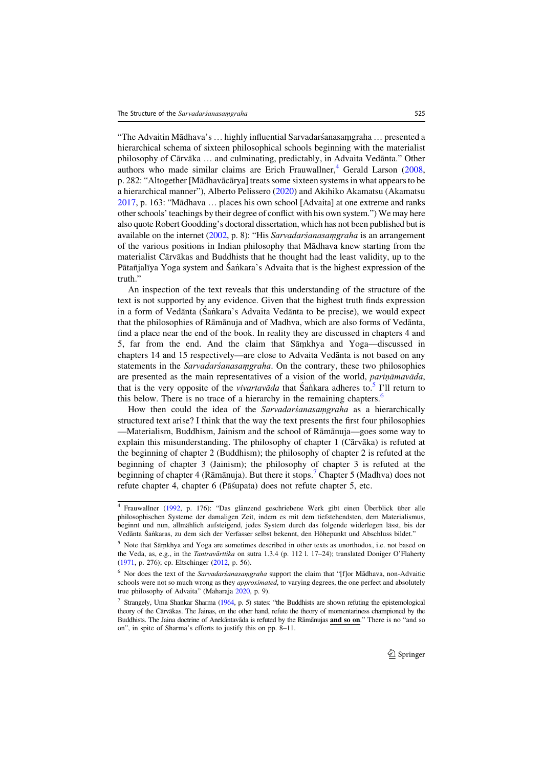"The Advaitin Mādhava's … highly influential Sarvadarśanasaṃgraha … presented a hierarchical schema of sixteen philosophical schools beginning with the materialist philosophy of Cārvāka … and culminating, predictably, in Advaita Vedānta." Other authors who made similar claims are Erich Frauwallner,[4] Gerald Larson (2008, p. 282: "Altogether [Mādhavācārya] treats some sixteen systems in what appears to be a hierarchical manner"), Alberto Pelissero (2020) and Akihiko Akamatsu (Akamatsu 2017, p. 163: "Mādhava … places his own school [Advaita] at one extreme and ranks other schools' teachings by their degree of conflict with his own system.") We may here also quote Robert Goodding's doctoral dissertation, which has not been published but is available on the internet (2002, p. 8): "His *Sarvadarśanasaṃgraha* is an arrangement of the various positions in Indian philosophy that Mādhava knew starting from the materialist Cārvākas and Buddhists that he thought had the least validity, up to the Pātañjalīya Yoga system and Śaṅkara's Advaita that is the highest expression of the truth."

An inspection of the text reveals that this understanding of the structure of the text is not supported by any evidence. Given that the highest truth finds expression in a form of Vedānta (Śaṅkara's Advaita Vedānta to be precise), we would expect that the philosophies of Rāmānuja and of Madhva, which are also forms of Vedānta, find a place near the end of the book. In reality they are discussed in chapters 4 and 5, far from the end. And the claim that Sāṃkhya and Yoga—discussed in chapters 14 and 15 respectively—are close to Advaita Vedānta is not based on any statements in the *Sarvadarśanasaṃgraha*. On the contrary, these two philosophies are presented as the main representatives of a vision of the world, *pariṇāmavāda*, that is the very opposite of the *vivartavāda* that Śaṅkara adheres to.[5] I'll return to this below. There is no trace of a hierarchy in the remaining chapters.[6]

How then could the idea of the *Sarvadarśanasaṃgraha* as a hierarchically structured text arise? I think that the way the text presents the first four philosophies —Materialism, Buddhism, Jainism and the school of Rāmānuja—goes some way to explain this misunderstanding. The philosophy of chapter 1 (Cārvāka) is refuted at the beginning of chapter 2 (Buddhism); the philosophy of chapter 2 is refuted at the beginning of chapter 3 (Jainism); the philosophy of chapter 3 is refuted at the beginning of chapter 4 (Rāmānuja).[7] But there it stops. Chapter 5 (Madhva) does not refute chapter 4, chapter 6 (Pāśupata) does not refute chapter 5, etc.

---

[4] Frauwallner (1992, p. 176): "Das glänzend geschriebene Werk gibt einen Überblick über alle philosophischen Systeme der damaligen Zeit, indem es mit dem tiefststehendsten, dem Materialismus, beginnt und nun, allmählich aufsteigend, jedes System durch das folgende widerlegen lässt, bis der Vedānta Śaṅkaras, zu dem sich der Verfasser selbst bekennt, den Höhepunkt und Abschluss bildet."

[5] Note that Sāṃkhya and Yoga are sometimes described in other texts as unorthodox, i.e. not based on the Veda, as, e.g., in the *Tantravārttika* on sutra 1.3.4 (p. 112 l. 17–24); translated Doniger O'Flaherty (1971, p. 276); cp. Eltschinger (2012, p. 56).

[6] Nor does the text of the *Sarvadarśanasaṃgraha* support the claim that "[f]or Mādhava, non-Advaitic schools were not so much wrong as they *approximated*, to varying degrees, the one perfect and absolutely true philosophy of Advaita" (Maharaja 2020, p. 9).

[7] Strangely, Uma Shankar Sharma (1964, p. 5) states: "the Buddhists are shown refuting the epistemological theory of the Cārvākas. The Jainas, on the other hand, refute the theory of momentariness championed by the Buddhists. The Jaina doctrine of Anekāntavāda is refuted by the Rāmānujas **and so on**." There is no "and so on", in spite of Sharma's efforts to justify this on pp. 8–11.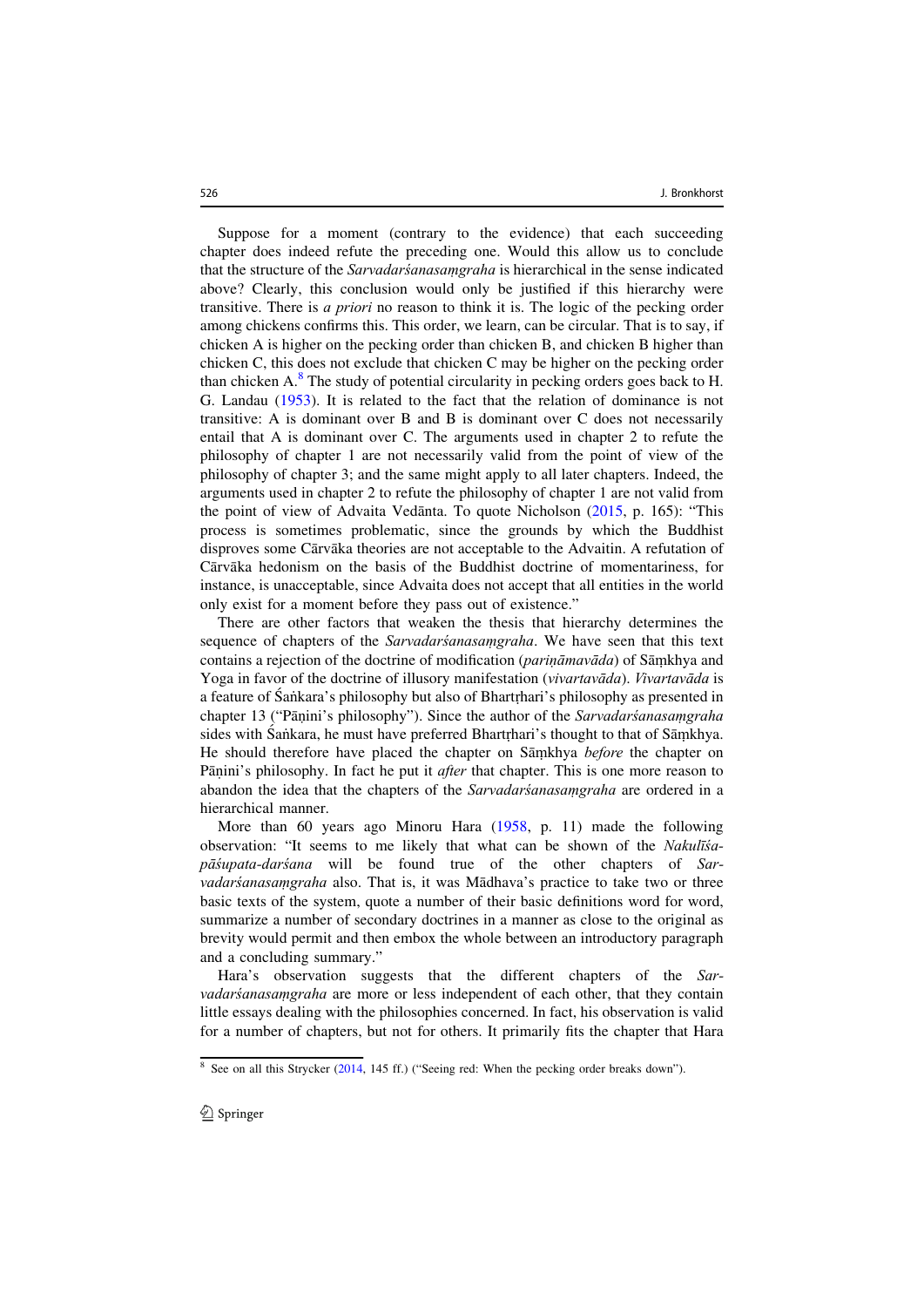Suppose for a moment (contrary to the evidence) that each succeeding chapter does indeed refute the preceding one. Would this allow us to conclude that the structure of the *Sarvadarśanasaṃgraha* is hierarchical in the sense indicated above? Clearly, this conclusion would only be justified if this hierarchy were transitive. There is *a priori* no reason to think it is. The logic of the pecking order among chickens confirms this. This order, we learn, can be circular. That is to say, if chicken A is higher on the pecking order than chicken B, and chicken B higher than chicken C, this does not exclude that chicken C may be higher on the pecking order than chicken A.[8] The study of potential circularity in pecking orders goes back to H. G. Landau (1953). It is related to the fact that the relation of dominance is not transitive: A is dominant over B and B is dominant over C does not necessarily entail that A is dominant over C. The arguments used in chapter 2 to refute the philosophy of chapter 1 are not necessarily valid from the point of view of the philosophy of chapter 3; and the same might apply to all later chapters. Indeed, the arguments used in chapter 2 to refute the philosophy of chapter 1 are not valid from the point of view of Advaita Vedānta. To quote Nicholson (2015, p. 165): "This process is sometimes problematic, since the grounds by which the Buddhist disproves some Cārvāka theories are not acceptable to the Advaitin. A refutation of Cārvāka hedonism on the basis of the Buddhist doctrine of momentariness, for instance, is unacceptable, since Advaita does not accept that all entities in the world only exist for a moment before they pass out of existence."

There are other factors that weaken the thesis that hierarchy determines the sequence of chapters of the *Sarvadarśanasaṃgraha*. We have seen that this text contains a rejection of the doctrine of modification (*pariṇāmavāda*) of Sāṃkhya and Yoga in favor of the doctrine of illusory manifestation (*vivartavāda*). *Vivartavāda* is a feature of Śaṅkara's philosophy but also of Bhartṛhari's philosophy as presented in chapter 13 ("Pāṇini's philosophy"). Since the author of the *Sarvadarśanasaṃgraha* sides with Śaṅkara, he must have preferred Bhartṛhari's thought to that of Sāṃkhya. He should therefore have placed the chapter on Sāṃkhya *before* the chapter on Pāṇini's philosophy. In fact he put it *after* that chapter. This is one more reason to abandon the idea that the chapters of the *Sarvadarśanasaṃgraha* are ordered in a hierarchical manner.

More than 60 years ago Minoru Hara (1958, p. 11) made the following observation: "It seems to me likely that what can be shown of the *Nakulīśa-pāśupata-darśana* will be found true of the other chapters of *Sarvadarśanasaṃgraha* also. That is, it was Mādhava's practice to take two or three basic texts of the system, quote a number of their basic definitions word for word, summarize a number of secondary doctrines in a manner as close to the original as brevity would permit and then embox the whole between an introductory paragraph and a concluding summary."

Hara's observation suggests that the different chapters of the *Sarvadarśanasaṃgraha* are more or less independent of each other, that they contain little essays dealing with the philosophies concerned. In fact, his observation is valid for a number of chapters, but not for others. It primarily fits the chapter that Hara

---

[8] See on all this Strycker (2014, 145 ff.) ("Seeing red: When the pecking order breaks down").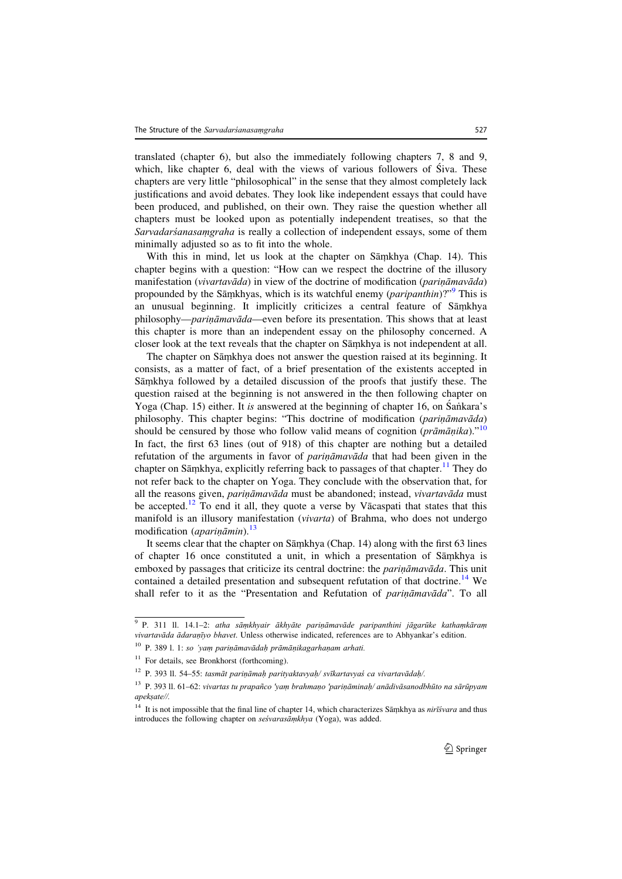translated (chapter 6), but also the immediately following chapters 7, 8 and 9, which, like chapter 6, deal with the views of various followers of Śiva. These chapters are very little "philosophical" in the sense that they almost completely lack justifications and avoid debates. They look like independent essays that could have been produced, and published, on their own. They raise the question whether all chapters must be looked upon as potentially independent treatises, so that the *Sarvadarśanasaṃgraha* is really a collection of independent essays, some of them minimally adjusted so as to fit into the whole.

With this in mind, let us look at the chapter on Sāṃkhya (Chap. 14). This chapter begins with a question: "How can we respect the doctrine of the illusory manifestation (*vivartavāda*) in view of the doctrine of modification (*pariṇāmavāda*) propounded by the Sāṃkhyas, which is its watchful enemy (*paripanthin*)?"[9] This is an unusual beginning. It implicitly criticizes a central feature of Sāṃkhya philosophy—*pariṇāmavāda*—even before its presentation. This shows that at least this chapter is more than an independent essay on the philosophy concerned. A closer look at the text reveals that the chapter on Sāṃkhya is not independent at all.

The chapter on Sāṃkhya does not answer the question raised at its beginning. It consists, as a matter of fact, of a brief presentation of the existents accepted in Sāṃkhya followed by a detailed discussion of the proofs that justify these. The question raised at the beginning is not answered in the then following chapter on Yoga (Chap. 15) either. It *is* answered at the beginning of chapter 16, on Śaṅkara's philosophy. This chapter begins: "This doctrine of modification (*pariṇāmavāda*) should be censured by those who follow valid means of cognition (*prāmāṇika*)."[10] In fact, the first 63 lines (out of 918) of this chapter are nothing but a detailed refutation of the arguments in favor of *pariṇāmavāda* that had been given in the chapter on Sāṃkhya, explicitly referring back to passages of that chapter.[11] They do not refer back to the chapter on Yoga. They conclude with the observation that, for all the reasons given, *pariṇāmavāda* must be abandoned; instead, *vivartavāda* must be accepted.[12] To end it all, they quote a verse by Vācaspati that states that this manifold is an illusory manifestation (*vivarta*) of Brahma, who does not undergo modification (*apariṇāmin*).[13]

It seems clear that the chapter on Sāṃkhya (Chap. 14) along with the first 63 lines of chapter 16 once constituted a unit, in which a presentation of Sāṃkhya is emboxed by passages that criticize its central doctrine: the *pariṇāmavāda*. This unit contained a detailed presentation and subsequent refutation of that doctrine.[14] We shall refer to it as the "Presentation and Refutation of *pariṇāmavāda*". To all

---

[9] P. 311 ll. 14.1–2: *atha sāṃkhyair ākhyāte pariṇāmavāde paripanthini jāgarūke kathaṃkāraṃ vivartavāda ādaraṇīyo bhavet*. Unless otherwise indicated, references are to Abhyankar's edition.

[10] P. 389 l. 1: *so 'yaṃ pariṇāmavādaḥ prāmāṇikagarhaṇam arhati.*

[11] For details, see Bronkhorst (forthcoming).

[12] P. 393 ll. 54–55: *tasmāt pariṇāmaḥ parityaktavyaḥ/ svīkartavyaś ca vivartavādaḥ/.*

[13] P. 393 ll. 61–62: *vivartas tu prapañco 'yaṃ brahmaṇo 'pariṇāminaḥ/ anādivāsanodbhūto na sārūpyam apekṣate//.*

[14] It is not impossible that the final line of chapter 14, which characterizes Sāṃkhya as *nirīśvara* and thus introduces the following chapter on *seśvarasāṃkhya* (Yoga), was added.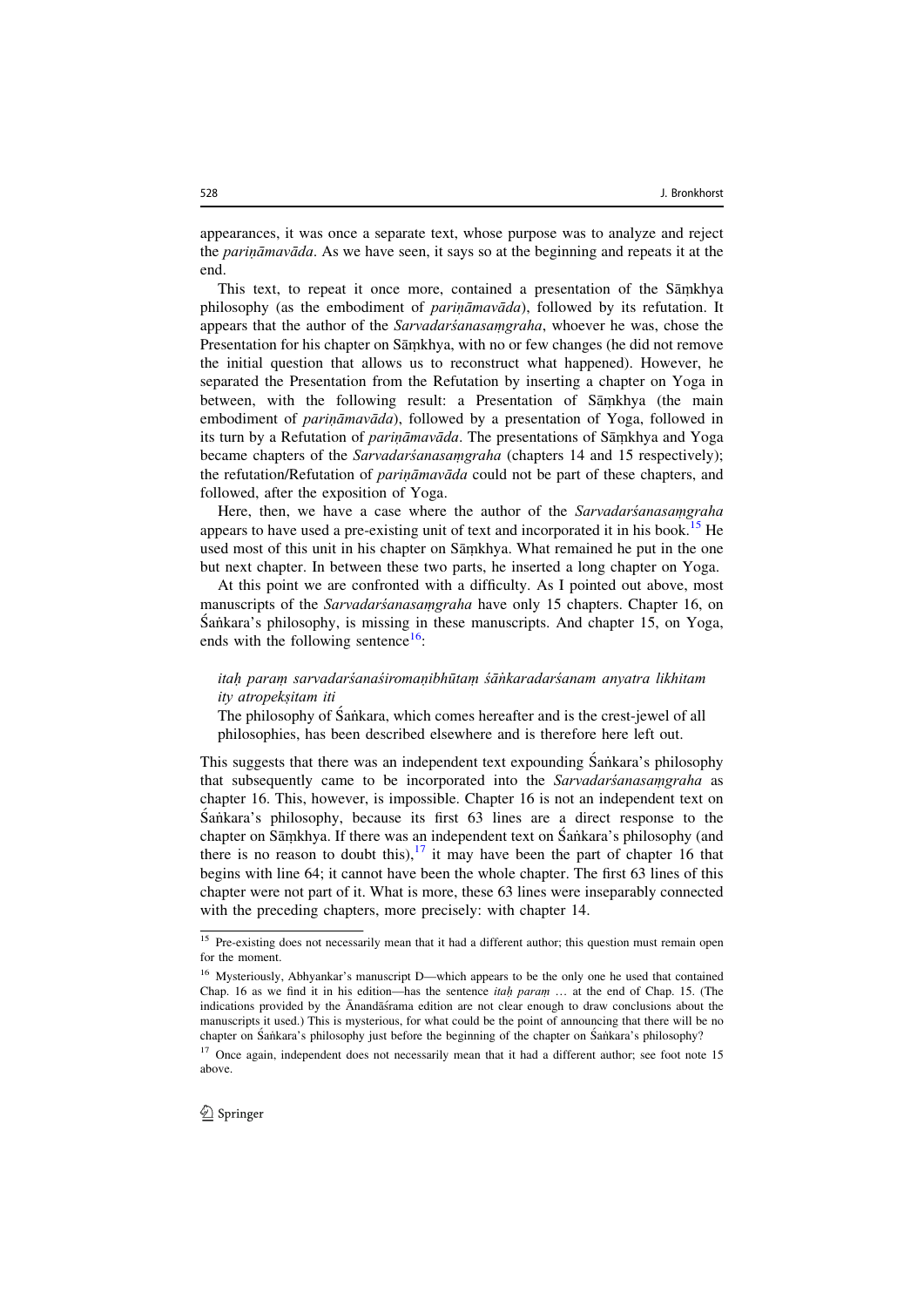appearances, it was once a separate text, whose purpose was to analyze and reject the *pariṇāmavāda*. As we have seen, it says so at the beginning and repeats it at the end.

This text, to repeat it once more, contained a presentation of the Sāṃkhya philosophy (as the embodiment of *pariṇāmavāda*), followed by its refutation. It appears that the author of the *Sarvadarśanasaṃgraha*, whoever he was, chose the Presentation for his chapter on Sāṃkhya, with no or few changes (he did not remove the initial question that allows us to reconstruct what happened). However, he separated the Presentation from the Refutation by inserting a chapter on Yoga in between, with the following result: a Presentation of Sāṃkhya (the main embodiment of *pariṇāmavāda*), followed by a presentation of Yoga, followed in its turn by a Refutation of *pariṇāmavāda*. The presentations of Sāṃkhya and Yoga became chapters of the *Sarvadarśanasaṃgraha* (chapters 14 and 15 respectively); the refutation/Refutation of *pariṇāmavāda* could not be part of these chapters, and followed, after the exposition of Yoga.

Here, then, we have a case where the author of the *Sarvadarśanasaṃgraha* appears to have used a pre-existing unit of text and incorporated it in his book.[15] He used most of this unit in his chapter on Sāṃkhya. What remained he put in the one but next chapter. In between these two parts, he inserted a long chapter on Yoga.

At this point we are confronted with a difficulty. As I pointed out above, most manuscripts of the *Sarvadarśanasaṃgraha* have only 15 chapters. Chapter 16, on Śaṅkara's philosophy, is missing in these manuscripts. And chapter 15, on Yoga, ends with the following sentence[16]:

> *itaḥ paraṃ sarvadarśanaśiromaṇibhūtaṃ śāṅkaradarśanam anyatra likhitam ity atropekṣitam iti*
>
> The philosophy of Śaṅkara, which comes hereafter and is the crest-jewel of all philosophies, has been described elsewhere and is therefore here left out.

This suggests that there was an independent text expounding Śaṅkara's philosophy that subsequently came to be incorporated into the *Sarvadarśanasaṃgraha* as chapter 16. This, however, is impossible. Chapter 16 is not an independent text on Śaṅkara's philosophy, because its first 63 lines are a direct response to the chapter on Sāṃkhya. If there was an independent text on Śaṅkara's philosophy (and there is no reason to doubt this),[17] it may have been the part of chapter 16 that begins with line 64; it cannot have been the whole chapter. The first 63 lines of this chapter were not part of it. What is more, these 63 lines were inseparably connected with the preceding chapters, more precisely: with chapter 14.

---

[15] Pre-existing does not necessarily mean that it had a different author; this question must remain open for the moment.

[16] Mysteriously, Abhyankar's manuscript D—which appears to be the only one he used that contained Chap. 16 as we find it in his edition—has the sentence *itaḥ paraṃ* … at the end of Chap. 15. (The indications provided by the Ānandāśrama edition are not clear enough to draw conclusions about the manuscripts it used.) This is mysterious, for what could be the point of announcing that there will be no chapter on Śaṅkara's philosophy just before the beginning of the chapter on Śaṅkara's philosophy?

[17] Once again, independent does not necessarily mean that it had a different author; see foot note 15 above.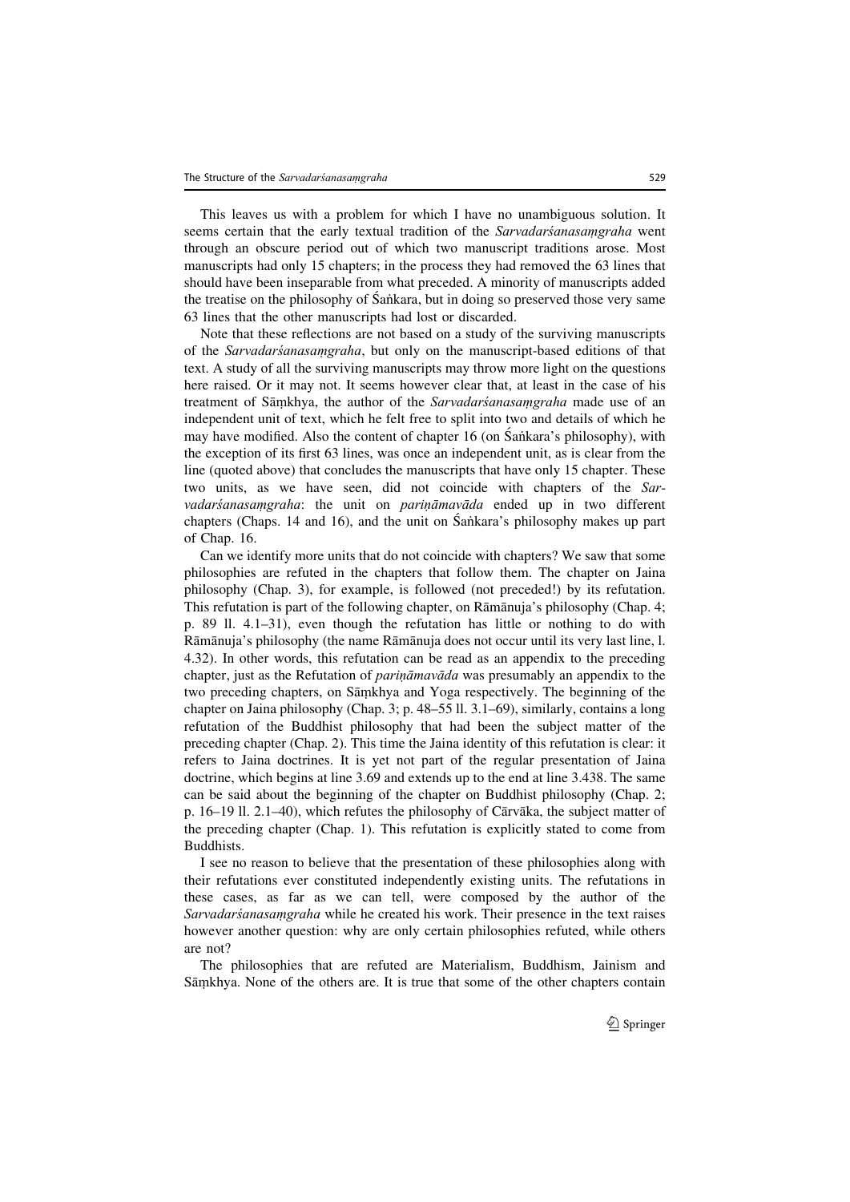This leaves us with a problem for which I have no unambiguous solution. It seems certain that the early textual tradition of the *Sarvadarśanasaṃgraha* went through an obscure period out of which two manuscript traditions arose. Most manuscripts had only 15 chapters; in the process they had removed the 63 lines that should have been inseparable from what preceded. A minority of manuscripts added the treatise on the philosophy of Śaṅkara, but in doing so preserved those very same 63 lines that the other manuscripts had lost or discarded.

Note that these reflections are not based on a study of the surviving manuscripts of the *Sarvadarśanasaṃgraha*, but only on the manuscript-based editions of that text. A study of all the surviving manuscripts may throw more light on the questions here raised. Or it may not. It seems however clear that, at least in the case of his treatment of Sāṃkhya, the author of the *Sarvadarśanasaṃgraha* made use of an independent unit of text, which he felt free to split into two and details of which he may have modified. Also the content of chapter 16 (on Śaṅkara's philosophy), with the exception of its first 63 lines, was once an independent unit, as is clear from the line (quoted above) that concludes the manuscripts that have only 15 chapter. These two units, as we have seen, did not coincide with chapters of the *Sarvadarśanasaṃgraha*: the unit on *pariṇāmavāda* ended up in two different chapters (Chaps. 14 and 16), and the unit on Śaṅkara's philosophy makes up part of Chap. 16.

Can we identify more units that do not coincide with chapters? We saw that some philosophies are refuted in the chapters that follow them. The chapter on Jaina philosophy (Chap. 3), for example, is followed (not preceded!) by its refutation. This refutation is part of the following chapter, on Rāmānuja's philosophy (Chap. 4; p. 89 ll. 4.1–31), even though the refutation has little or nothing to do with Rāmānuja's philosophy (the name Rāmānuja does not occur until its very last line, l. 4.32). In other words, this refutation can be read as an appendix to the preceding chapter, just as the Refutation of *pariṇāmavāda* was presumably an appendix to the two preceding chapters, on Sāṃkhya and Yoga respectively. The beginning of the chapter on Jaina philosophy (Chap. 3; p. 48–55 ll. 3.1–69), similarly, contains a long refutation of the Buddhist philosophy that had been the subject matter of the preceding chapter (Chap. 2). This time the Jaina identity of this refutation is clear: it refers to Jaina doctrines. It is yet not part of the regular presentation of Jaina doctrine, which begins at line 3.69 and extends up to the end at line 3.438. The same can be said about the beginning of the chapter on Buddhist philosophy (Chap. 2; p. 16–19 ll. 2.1–40), which refutes the philosophy of Cārvāka, the subject matter of the preceding chapter (Chap. 1). This refutation is explicitly stated to come from Buddhists.

I see no reason to believe that the presentation of these philosophies along with their refutations ever constituted independently existing units. The refutations in these cases, as far as we can tell, were composed by the author of the *Sarvadarśanasaṃgraha* while he created his work. Their presence in the text raises however another question: why are only certain philosophies refuted, while others are not?

The philosophies that are refuted are Materialism, Buddhism, Jainism and Sāṃkhya. None of the others are. It is true that some of the other chapters contain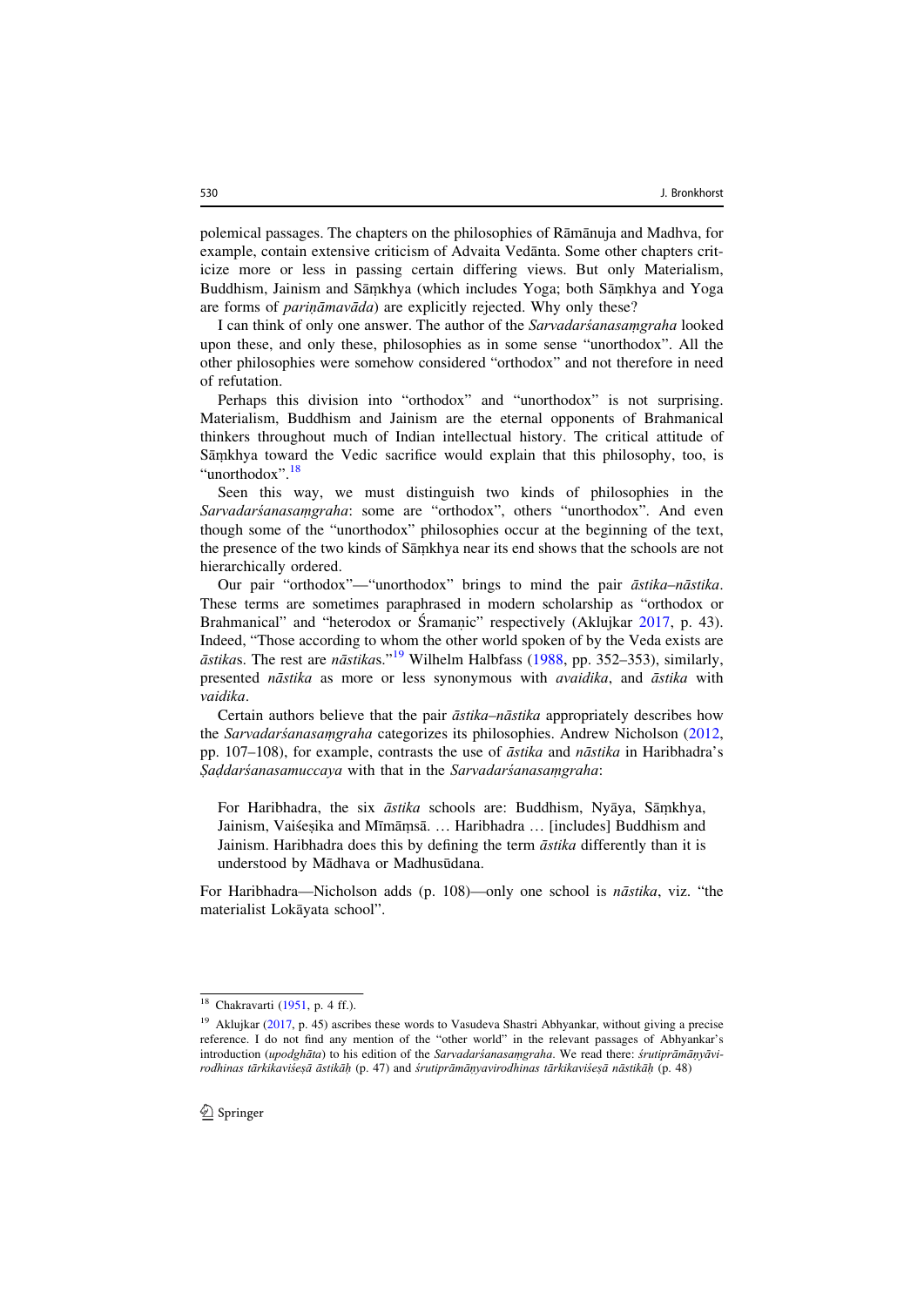polemical passages. The chapters on the philosophies of Rāmānuja and Madhva, for example, contain extensive criticism of Advaita Vedānta. Some other chapters criticize more or less in passing certain differing views. But only Materialism, Buddhism, Jainism and Sāṃkhya (which includes Yoga; both Sāṃkhya and Yoga are forms of *pariṇāmavāda*) are explicitly rejected. Why only these?

I can think of only one answer. The author of the *Sarvadarśanasaṃgraha* looked upon these, and only these, philosophies as in some sense "unorthodox". All the other philosophies were somehow considered "orthodox" and not therefore in need of refutation.

Perhaps this division into "orthodox" and "unorthodox" is not surprising. Materialism, Buddhism and Jainism are the eternal opponents of Brahmanical thinkers throughout much of Indian intellectual history. The critical attitude of Sāṃkhya toward the Vedic sacrifice would explain that this philosophy, too, is "unorthodox".[18]

Seen this way, we must distinguish two kinds of philosophies in the *Sarvadarśanasaṃgraha*: some are "orthodox", others "unorthodox". And even though some of the "unorthodox" philosophies occur at the beginning of the text, the presence of the two kinds of Sāṃkhya near its end shows that the schools are not hierarchically ordered.

Our pair "orthodox"—"unorthodox" brings to mind the pair *āstika–nāstika*. These terms are sometimes paraphrased in modern scholarship as "orthodox or Brahmanical" and "heterodox or Śramaṇic" respectively (Aklujkar 2017, p. 43). Indeed, "Those according to whom the other world spoken of by the Veda exists are *āstika*s. The rest are *nāstika*s."[19] Wilhelm Halbfass (1988, pp. 352–353), similarly, presented *nāstika* as more or less synonymous with *avaidika*, and *āstika* with *vaidika*.

Certain authors believe that the pair *āstika–nāstika* appropriately describes how the *Sarvadarśanasaṃgraha* categorizes its philosophies. Andrew Nicholson (2012, pp. 107–108), for example, contrasts the use of *āstika* and *nāstika* in Haribhadra's *Ṣaḍdarśanasamuccaya* with that in the *Sarvadarśanasaṃgraha*:

> For Haribhadra, the six *āstika* schools are: Buddhism, Nyāya, Sāṃkhya, Jainism, Vaiśeṣika and Mīmāṃsā. … Haribhadra … [includes] Buddhism and Jainism. Haribhadra does this by defining the term *āstika* differently than it is understood by Mādhava or Madhusūdana.

For Haribhadra—Nicholson adds (p. 108)—only one school is *nāstika*, viz. "the materialist Lokāyata school".

---

[18] Chakravarti (1951, p. 4 ff.).

[19] Aklujkar (2017, p. 45) ascribes these words to Vasudeva Shastri Abhyankar, without giving a precise reference. I do not find any mention of the "other world" in the relevant passages of Abhyankar's introduction (*upodghāta*) to his edition of the *Sarvadarśanasaṃgraha*. We read there: *śrutiprāmāṇyāvirodhinas tārkikaviśeṣā āstikāḥ* (p. 47) and *śrutiprāmāṇyavirodhinas tārkikaviśeṣā nāstikāḥ* (p. 48)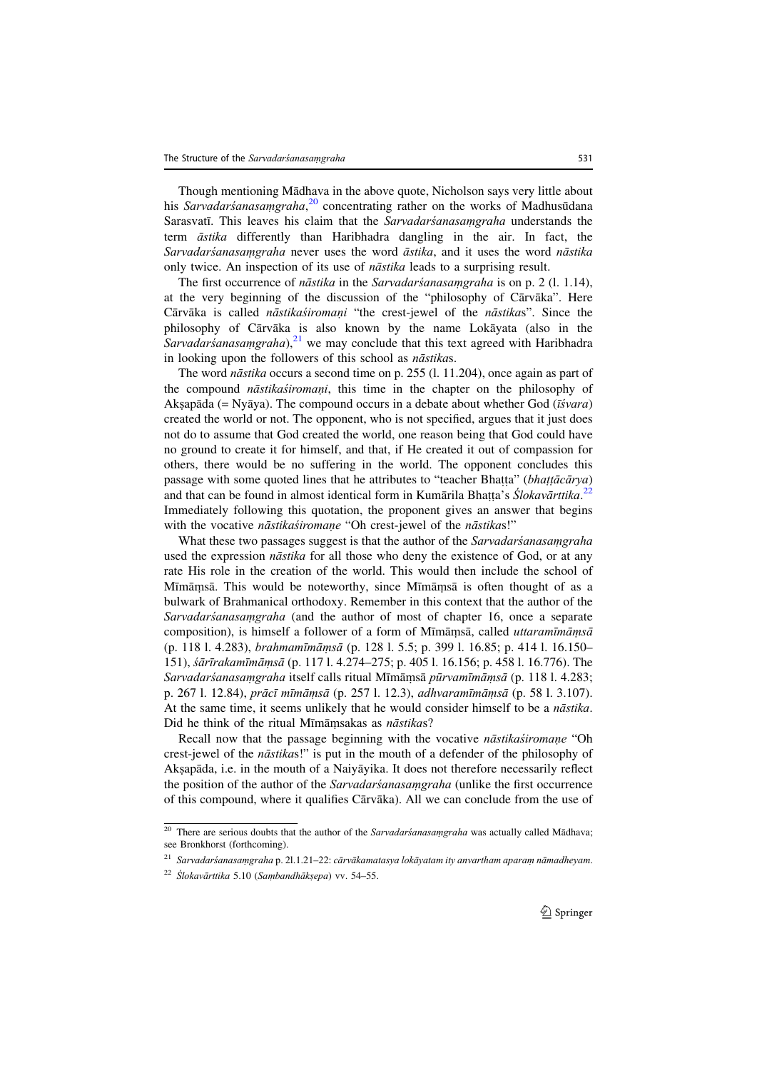Though mentioning Mādhava in the above quote, Nicholson says very little about his *Sarvadarśanasaṃgraha*,[20] concentrating rather on the works of Madhusūdana Sarasvatī. This leaves his claim that the *Sarvadarśanasaṃgraha* understands the term *āstika* differently than Haribhadra dangling in the air. In fact, the *Sarvadarśanasaṃgraha* never uses the word *āstika*, and it uses the word *nāstika* only twice. An inspection of its use of *nāstika* leads to a surprising result.

The first occurrence of *nāstika* in the *Sarvadarśanasaṃgraha* is on p. 2 (l. 1.14), at the very beginning of the discussion of the "philosophy of Cārvāka". Here Cārvāka is called *nāstikaśiromaṇi* "the crest-jewel of the *nāstika*s". Since the philosophy of Cārvāka is also known by the name Lokāyata (also in the *Sarvadarśanasaṃgraha*),[21] we may conclude that this text agreed with Haribhadra in looking upon the followers of this school as *nāstika*s.

The word *nāstika* occurs a second time on p. 255 (l. 11.204), once again as part of the compound *nāstikaśiromaṇi*, this time in the chapter on the philosophy of Akṣapāda (= Nyāya). The compound occurs in a debate about whether God (*īśvara*) created the world or not. The opponent, who is not specified, argues that it just does not do to assume that God created the world, one reason being that God could have no ground to create it for himself, and that, if He created it out of compassion for others, there would be no suffering in the world. The opponent concludes this passage with some quoted lines that he attributes to "teacher Bhaṭṭa" (*bhaṭṭācārya*) and that can be found in almost identical form in Kumārila Bhaṭṭa's *Ślokavārttika*.[22] Immediately following this quotation, the proponent gives an answer that begins with the vocative *nāstikaśiromaṇe* "Oh crest-jewel of the *nāstika*s!"

What these two passages suggest is that the author of the *Sarvadarśanasaṃgraha* used the expression *nāstika* for all those who deny the existence of God, or at any rate His role in the creation of the world. This would then include the school of Mīmāṃsā. This would be noteworthy, since Mīmāṃsā is often thought of as a bulwark of Brahmanical orthodoxy. Remember in this context that the author of the *Sarvadarśanasaṃgraha* (and the author of most of chapter 16, once a separate composition), is himself a follower of a form of Mīmāṃsā, called *uttaramīmāṃsā* (p. 118 l. 4.283), *brahmamīmāṃsā* (p. 128 l. 5.5; p. 399 l. 16.85; p. 414 l. 16.150–151), *śārīrakamīmāṃsā* (p. 117 l. 4.274–275; p. 405 l. 16.156; p. 458 l. 16.776). The *Sarvadarśanasaṃgraha* itself calls ritual Mīmāṃsā *pūrvamīmāṃsā* (p. 118 l. 4.283; p. 267 l. 12.84), *prācī mīmāṃsā* (p. 257 l. 12.3), *adhvaramīmāṃsā* (p. 58 l. 3.107). At the same time, it seems unlikely that he would consider himself to be a *nāstika*. Did he think of the ritual Mīmāṃsakas as *nāstika*s?

Recall now that the passage beginning with the vocative *nāstikaśiromaṇe* "Oh crest-jewel of the *nāstika*s!" is put in the mouth of a defender of the philosophy of Akṣapāda, i.e. in the mouth of a Naiyāyika. It does not therefore necessarily reflect the position of the author of the *Sarvadarśanasaṃgraha* (unlike the first occurrence of this compound, where it qualifies Cārvāka). All we can conclude from the use of

---

[20] There are serious doubts that the author of the *Sarvadarśanasaṃgraha* was actually called Mādhava; see Bronkhorst (forthcoming).

[21] *Sarvadarśanasaṃgraha* p. 2l.1.21–22: *cārvākamatasya lokāyatam ity anvartham aparaṃ nāmadheyam*.

[22] *Ślokavārttika* 5.10 (*Saṃbandhākṣepa*) vv. 54–55.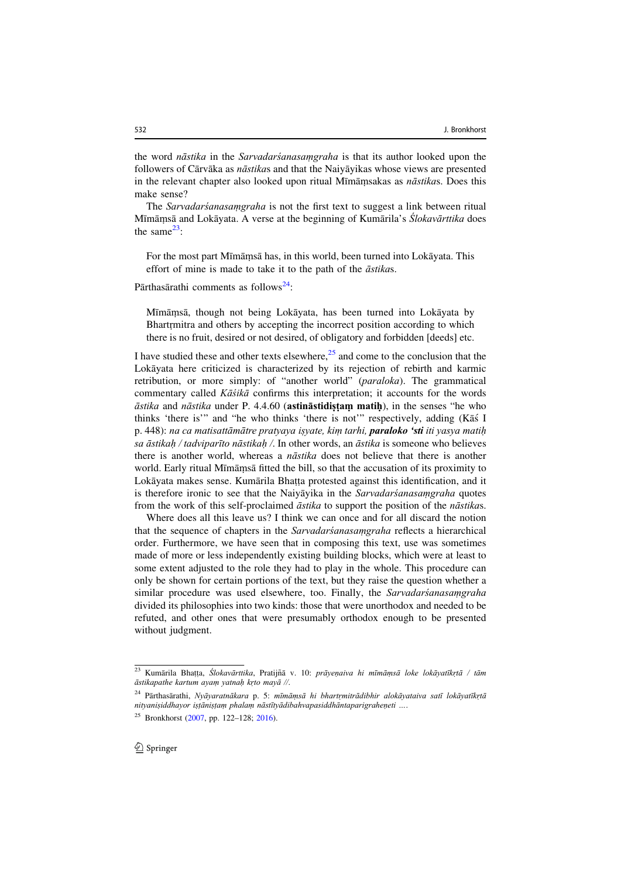the word *nāstika* in the *Sarvadarśanasaṃgraha* is that its author looked upon the followers of Cārvāka as *nāstika*s and that the Naiyāyikas whose views are presented in the relevant chapter also looked upon ritual Mīmāṃsakas as *nāstika*s. Does this make sense?

The *Sarvadarśanasaṃgraha* is not the first text to suggest a link between ritual Mīmāṃsā and Lokāyata. A verse at the beginning of Kumārila's *Ślokavārttika* does the same[23]:

> For the most part Mīmāṃsā has, in this world, been turned into Lokāyata. This effort of mine is made to take it to the path of the *āstika*s.

Pārthasārathi comments as follows[24]:

> Mīmāṃsā, though not being Lokāyata, has been turned into Lokāyata by Bhartṛmitra and others by accepting the incorrect position according to which there is no fruit, desired or not desired, of obligatory and forbidden [deeds] etc.

I have studied these and other texts elsewhere,[25] and come to the conclusion that the Lokāyata here criticized is characterized by its rejection of rebirth and karmic retribution, or more simply: of "another world" (*paraloka*). The grammatical commentary called *Kāśikā* confirms this interpretation; it accounts for the words *āstika* and *nāstika* under P. 4.4.60 (**astināstidiṣṭaṃ matiḥ**), in the senses "he who thinks 'there is'" and "he who thinks 'there is not'" respectively, adding (Kāś I p. 448): *na ca matisattāmātre pratyaya iṣyate, kiṃ tarhi,* ***paraloko 'sti*** *iti yasya matiḥ sa āstikaḥ / tadviparīto nāstikaḥ /*. In other words, an *āstika* is someone who believes there is another world, whereas a *nāstika* does not believe that there is another world. Early ritual Mīmāṃsā fitted the bill, so that the accusation of its proximity to Lokāyata makes sense. Kumārila Bhaṭṭa protested against this identification, and it is therefore ironic to see that the Naiyāyika in the *Sarvadarśanasaṃgraha* quotes from the work of this self-proclaimed *āstika* to support the position of the *nāstika*s.

Where does all this leave us? I think we can once and for all discard the notion that the sequence of chapters in the *Sarvadarśanasaṃgraha* reflects a hierarchical order. Furthermore, we have seen that in composing this text, use was sometimes made of more or less independently existing building blocks, which were at least to some extent adjusted to the role they had to play in the whole. This procedure can only be shown for certain portions of the text, but they raise the question whether a similar procedure was used elsewhere, too. Finally, the *Sarvadarśanasaṃgraha* divided its philosophies into two kinds: those that were unorthodox and needed to be refuted, and other ones that were presumably orthodox enough to be presented without judgment.

---

[23] Kumārila Bhaṭṭa, *Ślokavārttika*, Pratijñā v. 10: *prāyeṇaiva hi mīmāṃsā loke lokāyatīkṛtā / tām āstikapathe kartum ayaṃ yatnaḥ kṛto mayā //.*

[24] Pārthasārathi, *Nyāyaratnākara* p. 5: *mīmāṃsā hi bhartṛmitrādibhir alokāyataiva satī lokāyatīkṛtā nityaniṣiddhayor iṣṭāniṣṭaṃ phalaṃ nāstītyādibahvapasiddhāntaparigraheṇeti ….*

[25] Bronkhorst (2007, pp. 122–128; 2016).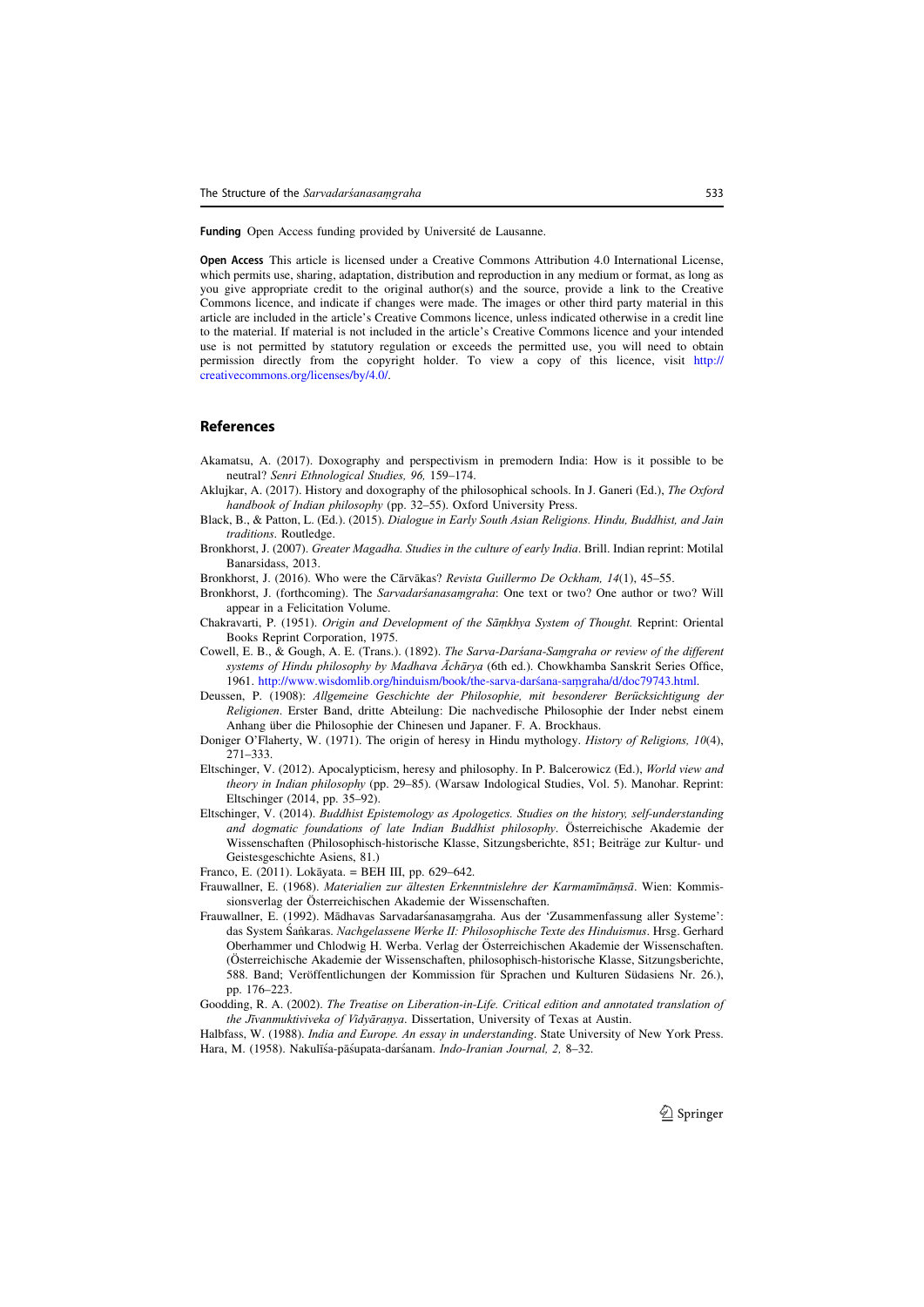**Funding** Open Access funding provided by Université de Lausanne.

**Open Access** This article is licensed under a Creative Commons Attribution 4.0 International License, which permits use, sharing, adaptation, distribution and reproduction in any medium or format, as long as you give appropriate credit to the original author(s) and the source, provide a link to the Creative Commons licence, and indicate if changes were made. The images or other third party material in this article are included in the article's Creative Commons licence, unless indicated otherwise in a credit line to the material. If material is not included in the article's Creative Commons licence and your intended use is not permitted by statutory regulation or exceeds the permitted use, you will need to obtain permission directly from the copyright holder. To view a copy of this licence, visit http://creativecommons.org/licenses/by/4.0/.

## References

Akamatsu, A. (2017). Doxography and perspectivism in premodern India: How is it possible to be neutral? *Senri Ethnological Studies, 96,* 159–174.

Aklujkar, A. (2017). History and doxography of the philosophical schools. In J. Ganeri (Ed.), *The Oxford handbook of Indian philosophy* (pp. 32–55). Oxford University Press.

Black, B., & Patton, L. (Ed.). (2015). *Dialogue in Early South Asian Religions. Hindu, Buddhist, and Jain traditions*. Routledge.

Bronkhorst, J. (2007). *Greater Magadha. Studies in the culture of early India*. Brill. Indian reprint: Motilal Banarsidass, 2013.

Bronkhorst, J. (2016). Who were the Cārvākas? *Revista Guillermo De Ockham, 14*(1), 45–55.

Bronkhorst, J. (forthcoming). The *Sarvadarśanasaṃgraha*: One text or two? One author or two? Will appear in a Felicitation Volume.

Chakravarti, P. (1951). *Origin and Development of the Sāṃkhya System of Thought.* Reprint: Oriental Books Reprint Corporation, 1975.

Cowell, E. B., & Gough, A. E. (Trans.). (1892). *The Sarva-Darśana-Saṃgraha or review of the different systems of Hindu philosophy by Madhava Āchārya* (6th ed.). Chowkhamba Sanskrit Series Office, 1961. http://www.wisdomlib.org/hinduism/book/the-sarva-darśana-saṃgraha/d/doc79743.html.

Deussen, P. (1908): *Allgemeine Geschichte der Philosophie, mit besonderer Berücksichtigung der Religionen*. Erster Band, dritte Abteilung: Die nachvedische Philosophie der Inder nebst einem Anhang über die Philosophie der Chinesen und Japaner. F. A. Brockhaus.

Doniger O'Flaherty, W. (1971). The origin of heresy in Hindu mythology. *History of Religions, 10*(4), 271–333.

Eltschinger, V. (2012). Apocalypticism, heresy and philosophy. In P. Balcerowicz (Ed.), *World view and theory in Indian philosophy* (pp. 29–85). (Warsaw Indological Studies, Vol. 5). Manohar. Reprint: Eltschinger (2014, pp. 35–92).

Eltschinger, V. (2014). *Buddhist Epistemology as Apologetics. Studies on the history, self-understanding and dogmatic foundations of late Indian Buddhist philosophy*. Österreichische Akademie der Wissenschaften (Philosophisch-historische Klasse, Sitzungsberichte, 851; Beiträge zur Kultur- und Geistesgeschichte Asiens, 81.)

Franco, E. (2011). Lokāyata. = BEH III, pp. 629–642.

Frauwallner, E. (1968). *Materialien zur ältesten Erkenntnislehre der Karmamīmāṃsā*. Wien: Kommissionsverlag der Österreichischen Akademie der Wissenschaften.

Frauwallner, E. (1992). Mādhavas Sarvadarśanasaṃgraha. Aus der 'Zusammenfassung aller Systeme': das System Śaṅkaras. *Nachgelassene Werke II: Philosophische Texte des Hinduismus*. Hrsg. Gerhard Oberhammer und Chlodwig H. Werba. Verlag der Österreichischen Akademie der Wissenschaften. (Österreichische Akademie der Wissenschaften, philosophisch-historische Klasse, Sitzungsberichte, 588. Band; Veröffentlichungen der Kommission für Sprachen und Kulturen Südasiens Nr. 26.), pp. 176–223.

Goodding, R. A. (2002). *The Treatise on Liberation-in-Life. Critical edition and annotated translation of the Jīvanmuktiviveka of Vidyāraṇya*. Dissertation, University of Texas at Austin.

Halbfass, W. (1988). *India and Europe. An essay in understanding*. State University of New York Press.

Hara, M. (1958). Nakulīśa-pāśupata-darśanam. *Indo-Iranian Journal, 2,* 8–32.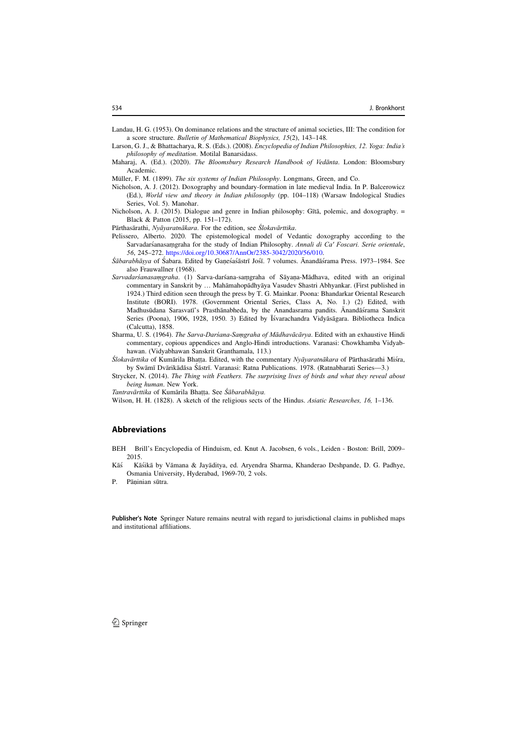Landau, H. G. (1953). On dominance relations and the structure of animal societies, III: The condition for a score structure. *Bulletin of Mathematical Biophysics, 15*(2), 143–148.

Larson, G. J., & Bhattacharya, R. S. (Eds.). (2008). *Encyclopedia of Indian Philosophies, 12. Yoga: India's philosophy of meditation*. Motilal Banarsidass.

Maharaj, A. (Ed.). (2020). *The Bloomsbury Research Handbook of Vedānta*. London: Bloomsbury Academic.

Müller, F. M. (1899). *The six systems of Indian Philosophy*. Longmans, Green, and Co.

Nicholson, A. J. (2012). Doxography and boundary-formation in late medieval India. In P. Balcerowicz (Ed.), *World view and theory in Indian philosophy* (pp. 104–118) (Warsaw Indological Studies Series, Vol. 5). Manohar.

Nicholson, A. J. (2015). Dialogue and genre in Indian philosophy: Gītā, polemic, and doxography. = Black & Patton (2015, pp. 151–172).

Pārthasārathi, *Nyāyaratnākara*. For the edition, see *Ślokavārttika*.

Pelissero, Alberto. 2020. The epistemological model of Vedantic doxography according to the Sarvadarśanasaṃgraha for the study of Indian Philosophy. *Annali di Ca' Foscari. Serie orientale, 56*, 245–272. https://doi.org/10.30687/AnnOr/2385-3042/2020/56/010.

*Śābarabhāṣya* of Śabara. Edited by Gaṇeśaśāstrī Jośī. 7 volumes. Ānandāśrama Press. 1973–1984. See also Frauwallner (1968).

*Sarvadarśanasaṃgraha*. (1) Sarva-darśana-saṃgraha of Sāyaṇa-Mādhava, edited with an original commentary in Sanskrit by … Mahāmahopādhyāya Vasudev Shastri Abhyankar. (First published in 1924.) Third edition seen through the press by T. G. Mainkar. Poona: Bhandarkar Oriental Research Institute (BORI). 1978. (Government Oriental Series, Class A, No. 1.) (2) Edited, with Madhusūdana Sarasvatī's Prasthānabheda, by the Anandasrama pandits. Ānandāśrama Sanskrit Series (Poona), 1906, 1928, 1950. 3) Edited by Īśvarachandra Vidyāsāgara. Bibliotheca Indica (Calcutta), 1858.

Sharma, U. S. (1964). *The Sarva-Darśana-Saṃgraha of Mādhavācārya*. Edited with an exhaustive Hindi commentary, copious appendices and Anglo-Hindi introductions. Varanasi: Chowkhamba Vidyabhawan. (Vidyabhawan Sanskrit Granthamala, 113.)

*Ślokavārttika* of Kumārila Bhaṭṭa. Edited, with the commentary *Nyāyaratnākara* of Pārthasārathi Miśra, by Swāmī Dvārikādāsa Śāstrī. Varanasi: Ratna Publications. 1978. (Ratnabharati Series—3.)

Strycker, N. (2014). *The Thing with Feathers. The surprising lives of birds and what they reveal about being human*. New York.

*Tantravārttika* of Kumārila Bhaṭṭa. See *Śābarabhāṣya.*

Wilson, H. H. (1828). A sketch of the religious sects of the Hindus. *Asiatic Researches, 16,* 1–136.

## Abbreviations

BEH Brill's Encyclopedia of Hinduism, ed. Knut A. Jacobsen, 6 vols., Leiden - Boston: Brill, 2009–2015.

Kāś Kāśikā by Vāmana & Jayāditya, ed. Aryendra Sharma, Khanderao Deshpande, D. G. Padhye, Osmania University, Hyderabad, 1969-70, 2 vols.

P. Pāṇinian sūtra.

**Publisher's Note** Springer Nature remains neutral with regard to jurisdictional claims in published maps and institutional affiliations.